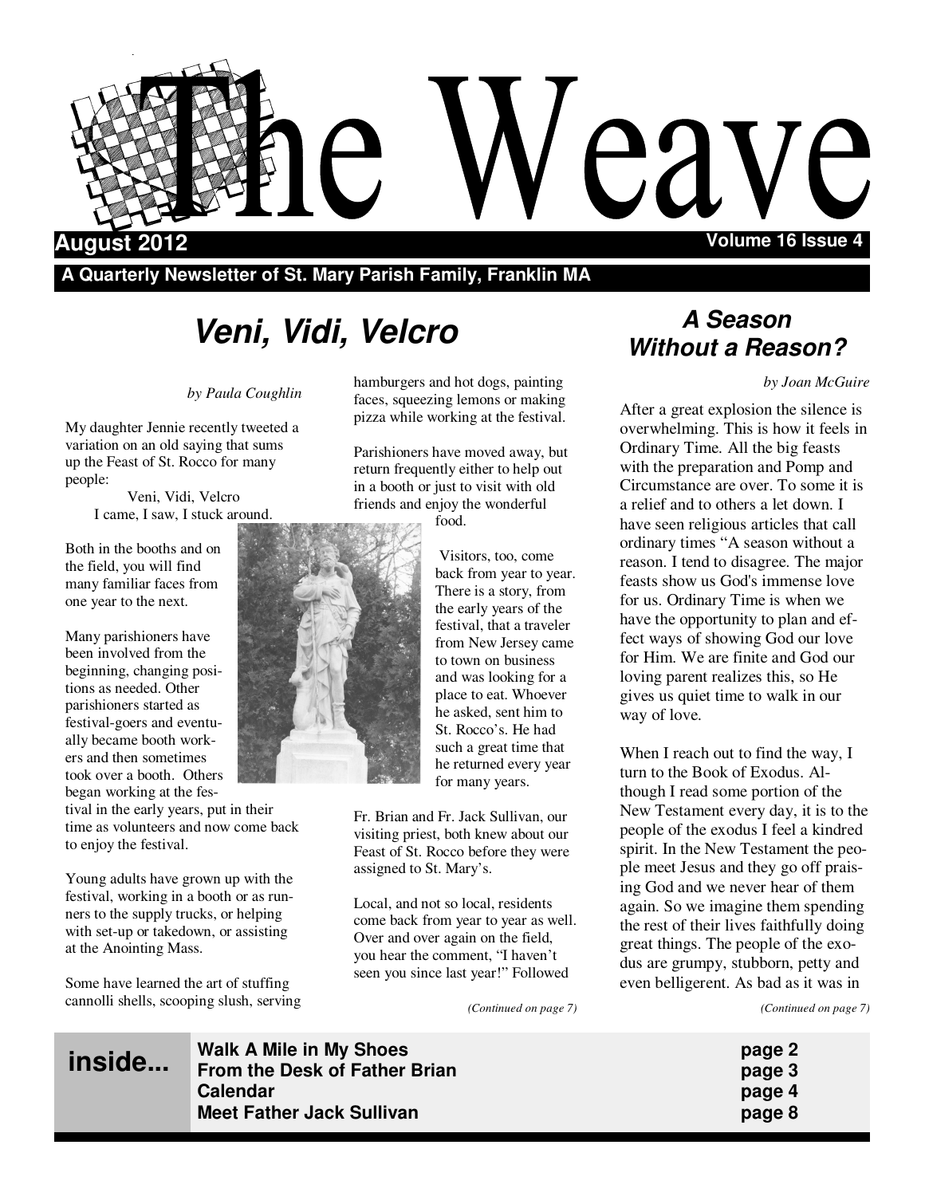# The Weave

**August 2012** **Volume 16 Issue 4**

**A Quarterly Newsletter of St. Mary Parish Family, Franklin MA**

## *Veni, Vidi, Velcro*

*by Paula Coughlin*

My daughter Jennie recently tweeted a variation on an old saying that sums up the Feast of St. Rocco for many people:

Veni, Vidi, Velcro
I came, I saw, I stuck around.

Both in the booths and on the field, you will find many familiar faces from one year to the next.

Many parishioners have been involved from the beginning, changing positions as needed. Other parishioners started as festival-goers and eventually became booth workers and then sometimes took over a booth. Others began working at the festival in the early years, put in their time as volunteers and now come back to enjoy the festival.

Young adults have grown up with the festival, working in a booth or as runners to the supply trucks, or helping with set-up or takedown, or assisting at the Anointing Mass.

Some have learned the art of stuffing cannolli shells, scooping slush, serving hamburgers and hot dogs, painting faces, squeezing lemons or making pizza while working at the festival.

Parishioners have moved away, but return frequently either to help out in a booth or just to visit with old friends and enjoy the wonderful food.

Visitors, too, come back from year to year. There is a story, from the early years of the festival, that a traveler from New Jersey came to town on business and was looking for a place to eat. Whoever he asked, sent him to St. Rocco's. He had such a great time that he returned every year for many years.

Fr. Brian and Fr. Jack Sullivan, our visiting priest, both knew about our Feast of St. Rocco before they were assigned to St. Mary's.

Local, and not so local, residents come back from year to year as well. Over and over again on the field, you hear the comment, "I haven't seen you since last year!" Followed

*(Continued on page 7)*

## *A Season Without a Reason?*

*by Joan McGuire*

After a great explosion the silence is overwhelming. This is how it feels in Ordinary Time. All the big feasts with the preparation and Pomp and Circumstance are over. To some it is a relief and to others a let down. I have seen religious articles that call ordinary times "A season without a reason. I tend to disagree. The major feasts show us God's immense love for us. Ordinary Time is when we have the opportunity to plan and effect ways of showing God our love for Him. We are finite and God our loving parent realizes this, so He gives us quiet time to walk in our way of love.

When I reach out to find the way, I turn to the Book of Exodus. Although I read some portion of the New Testament every day, it is to the people of the exodus I feel a kindred spirit. In the New Testament the people meet Jesus and they go off praising God and we never hear of them again. So we imagine them spending the rest of their lives faithfully doing great things. The people of the exodus are grumpy, stubborn, petty and even belligerent. As bad as it was in

*(Continued on page 7)*

| **inside...** | | |
|---|---|---|
| | **Walk A Mile in My Shoes** | **page 2** |
| | **From the Desk of Father Brian** | **page 3** |
| | **Calendar** | **page 4** |
| | **Meet Father Jack Sullivan** | **page 8** |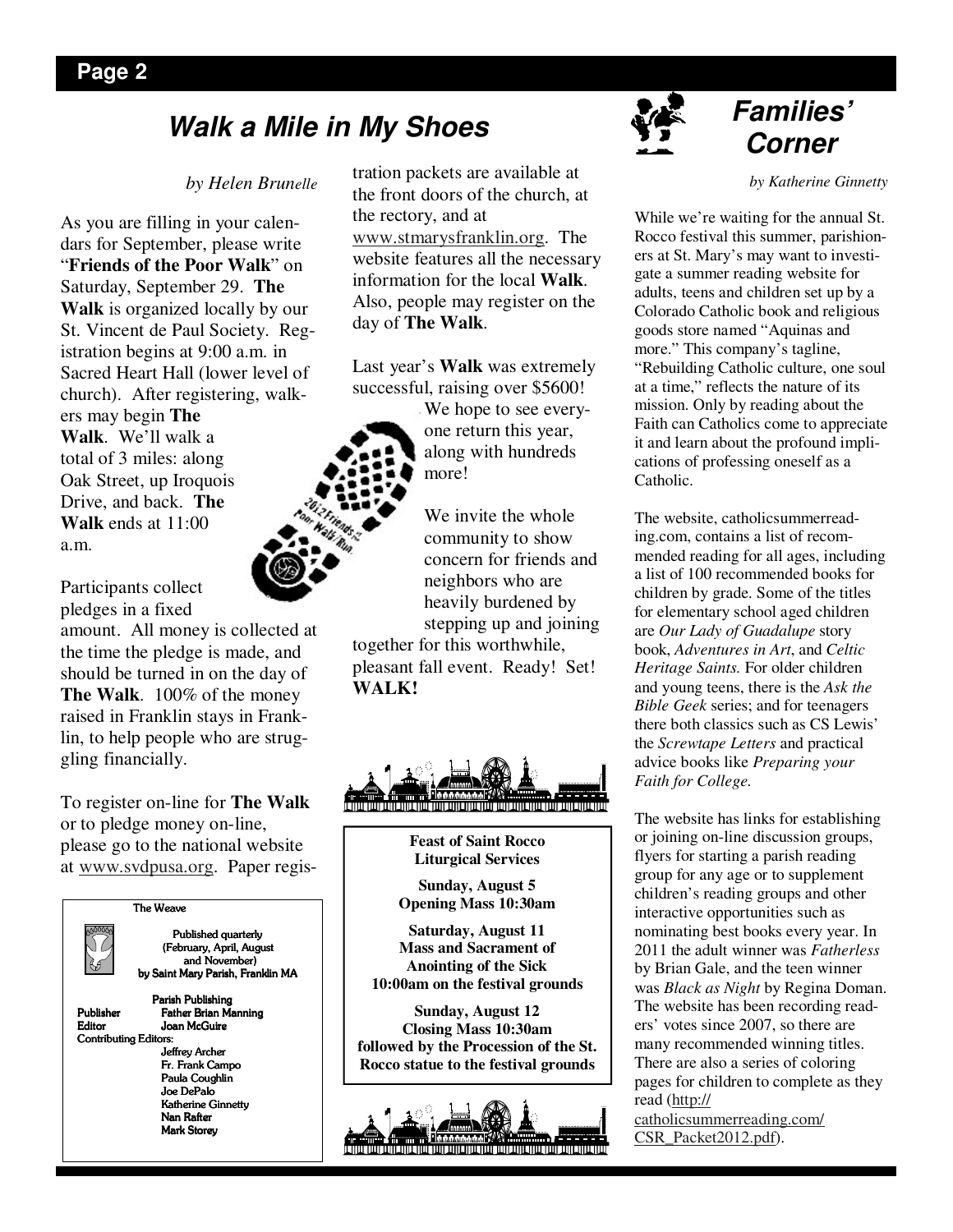## Walk a Mile in My Shoes

*by Helen Brunelle*

As you are filling in your calendars for September, please write "**Friends of the Poor Walk**" on Saturday, September 29. **The Walk** is organized locally by our St. Vincent de Paul Society. Registration begins at 9:00 a.m. in Sacred Heart Hall (lower level of church). After registering, walkers may begin **The Walk**. We'll walk a total of 3 miles: along Oak Street, up Iroquois Drive, and back. **The Walk** ends at 11:00 a.m.

Participants collect pledges in a fixed amount. All money is collected at the time the pledge is made, and should be turned in on the day of **The Walk**. 100% of the money raised in Franklin stays in Franklin, to help people who are struggling financially.

To register on-line for **The Walk** or to pledge money on-line, please go to the national website at www.svdpusa.org. Paper registration packets are available at the front doors of the church, at the rectory, and at www.stmarysfranklin.org. The website features all the necessary information for the local **Walk**. Also, people may register on the day of **The Walk**.

Last year's **Walk** was extremely successful, raising over $5600! We hope to see everyone return this year, along with hundreds more!

We invite the whole community to show concern for friends and neighbors who are heavily burdened by stepping up and joining together for this worthwhile, pleasant fall event. Ready! Set! **WALK!**

The Weave

Published quarterly (February, April, August and November) by Saint Mary Parish, Franklin MA

Parish Publishing

Publisher: Father Brian Manning
Editor: Joan McGuire
Contributing Editors:
Jeffrey Archer
Fr. Frank Campo
Paula Coughlin
Joe DePalo
Katherine Ginnetty
Nan Rafter
Mark Storey

**Feast of Saint Rocco Liturgical Services**

**Sunday, August 5**
**Opening Mass 10:30am**

**Saturday, August 11**
**Mass and Sacrament of Anointing of the Sick**
**10:00am on the festival grounds**

**Sunday, August 12**
**Closing Mass 10:30am**
**followed by the Procession of the St. Rocco statue to the festival grounds**

## Families' Corner

*by Katherine Ginnetty*

While we're waiting for the annual St. Rocco festival this summer, parishioners at St. Mary's may want to investigate a summer reading website for adults, teens and children set up by a Colorado Catholic book and religious goods store named "Aquinas and more." This company's tagline, "Rebuilding Catholic culture, one soul at a time," reflects the nature of its mission. Only by reading about the Faith can Catholics come to appreciate it and learn about the profound implications of professing oneself as a Catholic.

The website, catholicsummerreading.com, contains a list of recommended reading for all ages, including a list of 100 recommended books for children by grade. Some of the titles for elementary school aged children are *Our Lady of Guadalupe* story book, *Adventures in Art*, and *Celtic Heritage Saints*. For older children and young teens, there is the *Ask the Bible Geek* series; and for teenagers there both classics such as CS Lewis' the *Screwtape Letters* and practical advice books like *Preparing your Faith for College*.

The website has links for establishing or joining on-line discussion groups, flyers for starting a parish reading group for any age or to supplement children's reading groups and other interactive opportunities such as nominating best books every year. In 2011 the adult winner was *Fatherless* by Brian Gale, and the teen winner was *Black as Night* by Regina Doman. The website has been recording readers' votes since 2007, so there are many recommended winning titles. There are also a series of coloring pages for children to complete as they read (http://catholicsummerreading.com/CSR_Packet2012.pdf).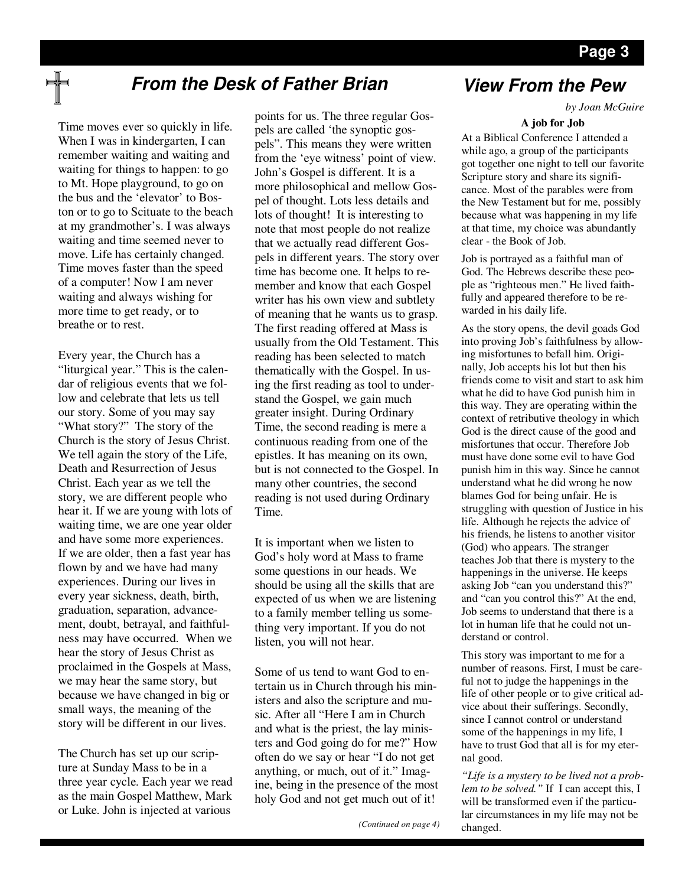## *From the Desk of Father Brian*

Time moves ever so quickly in life. When I was in kindergarten, I can remember waiting and waiting and waiting for things to happen: to go to Mt. Hope playground, to go on the bus and the 'elevator' to Boston or to go to Scituate to the beach at my grandmother's. I was always waiting and time seemed never to move. Life has certainly changed. Time moves faster than the speed of a computer! Now I am never waiting and always wishing for more time to get ready, or to breathe or to rest.

Every year, the Church has a "liturgical year." This is the calendar of religious events that we follow and celebrate that lets us tell our story. Some of you may say "What story?" The story of the Church is the story of Jesus Christ. We tell again the story of the Life, Death and Resurrection of Jesus Christ. Each year as we tell the story, we are different people who hear it. If we are young with lots of waiting time, we are one year older and have some more experiences. If we are older, then a fast year has flown by and we have had many experiences. During our lives in every year sickness, death, birth, graduation, separation, advancement, doubt, betrayal, and faithfulness may have occurred. When we hear the story of Jesus Christ as proclaimed in the Gospels at Mass, we may hear the same story, but because we have changed in big or small ways, the meaning of the story will be different in our lives.

The Church has set up our scripture at Sunday Mass to be in a three year cycle. Each year we read as the main Gospel Matthew, Mark or Luke. John is injected at various points for us. The three regular Gospels are called 'the synoptic gospels". This means they were written from the 'eye witness' point of view. John's Gospel is different. It is a more philosophical and mellow Gospel of thought. Lots less details and lots of thought! It is interesting to note that most people do not realize that we actually read different Gospels in different years. The story over time has become one. It helps to remember and know that each Gospel writer has his own view and subtlety of meaning that he wants us to grasp. The first reading offered at Mass is usually from the Old Testament. This reading has been selected to match thematically with the Gospel. In using the first reading as tool to understand the Gospel, we gain much greater insight. During Ordinary Time, the second reading is mere a continuous reading from one of the epistles. It has meaning on its own, but is not connected to the Gospel. In many other countries, the second reading is not used during Ordinary Time.

It is important when we listen to God's holy word at Mass to frame some questions in our heads. We should be using all the skills that are expected of us when we are listening to a family member telling us something very important. If you do not listen, you will not hear.

Some of us tend to want God to entertain us in Church through his ministers and also the scripture and music. After all "Here I am in Church and what is the priest, the lay ministers and God going do for me?" How often do we say or hear "I do not get anything, or much, out of it." Imagine, being in the presence of the most holy God and not get much out of it!

*(Continued on page 4)*

## *View From the Pew*

*by Joan McGuire*

**A job for Job**

At a Biblical Conference I attended a while ago, a group of the participants got together one night to tell our favorite Scripture story and share its significance. Most of the parables were from the New Testament but for me, possibly because what was happening in my life at that time, my choice was abundantly clear - the Book of Job.

Job is portrayed as a faithful man of God. The Hebrews describe these people as "righteous men." He lived faithfully and appeared therefore to be rewarded in his daily life.

As the story opens, the devil goads God into proving Job's faithfulness by allowing misfortunes to befall him. Originally, Job accepts his lot but then his friends come to visit and start to ask him what he did to have God punish him in this way. They are operating within the context of retributive theology in which God is the direct cause of the good and misfortunes that occur. Therefore Job must have done some evil to have God punish him in this way. Since he cannot understand what he did wrong he now blames God for being unfair. He is struggling with question of Justice in his life. Although he rejects the advice of his friends, he listens to another visitor (God) who appears. The stranger teaches Job that there is mystery to the happenings in the universe. He keeps asking Job "can you understand this?" and "can you control this?" At the end, Job seems to understand that there is a lot in human life that he could not understand or control.

This story was important to me for a number of reasons. First, I must be careful not to judge the happenings in the life of other people or to give critical advice about their sufferings. Secondly, since I cannot control or understand some of the happenings in my life, I have to trust God that all is for my eternal good.

*"Life is a mystery to be lived not a problem to be solved."* If I can accept this, I will be transformed even if the particular circumstances in my life may not be changed.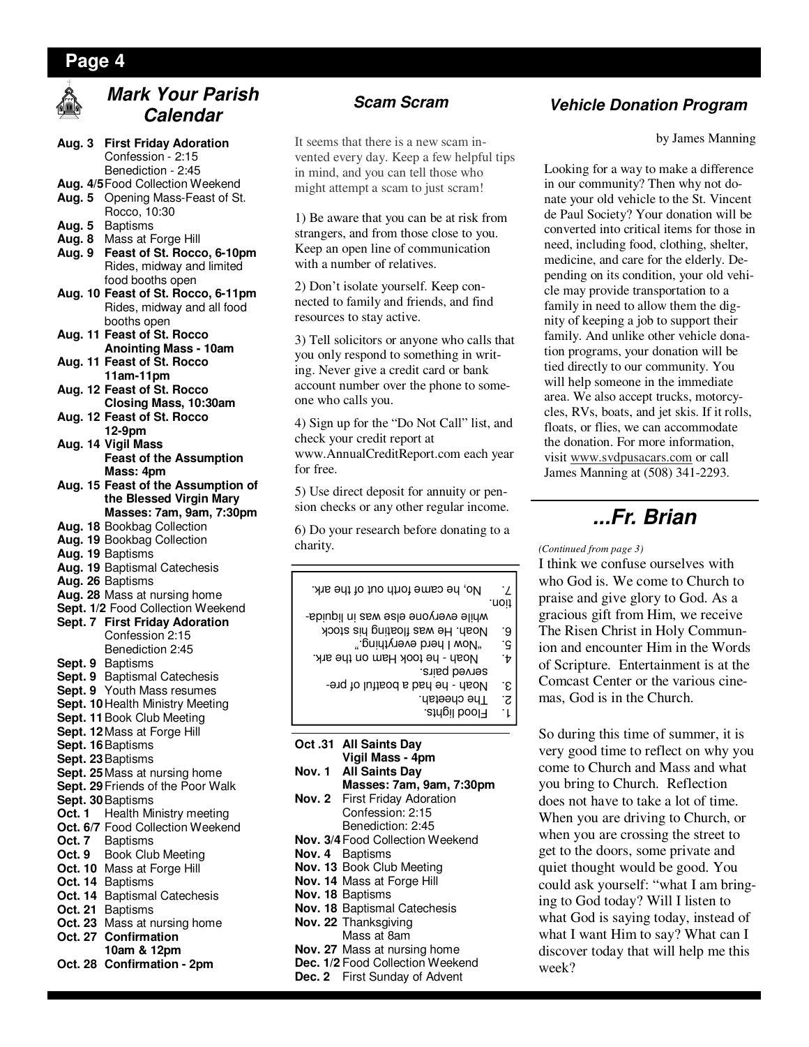## Mark Your Parish Calendar

**Aug. 3 First Friday Adoration**
Confession - 2:15
Benediction - 2:45
**Aug. 4/5** Food Collection Weekend
**Aug. 5** Opening Mass-Feast of St. Rocco, 10:30
**Aug. 5** Baptisms
**Aug. 8** Mass at Forge Hill
**Aug. 9 Feast of St. Rocco, 6-10pm**
Rides, midway and limited food booths open
**Aug. 10 Feast of St. Rocco, 6-11pm**
Rides, midway and all food booths open
**Aug. 11 Feast of St. Rocco Anointing Mass - 10am**
**Aug. 11 Feast of St. Rocco 11am-11pm**
**Aug. 12 Feast of St. Rocco Closing Mass, 10:30am**
**Aug. 12 Feast of St. Rocco 12-9pm**
**Aug. 14 Vigil Mass Feast of the Assumption Mass: 4pm**
**Aug. 15 Feast of the Assumption of the Blessed Virgin Mary Masses: 7am, 9am, 7:30pm**
**Aug. 18** Bookbag Collection
**Aug. 19** Bookbag Collection
**Aug. 19** Baptisms
**Aug. 19** Baptismal Catechesis
**Aug. 26** Baptisms
**Aug. 28** Mass at nursing home
**Sept. 1/2** Food Collection Weekend
**Sept. 7 First Friday Adoration**
Confession 2:15
Benediction 2:45
**Sept. 9** Baptisms
**Sept. 9** Baptismal Catechesis
**Sept. 9** Youth Mass resumes
**Sept. 10** Health Ministry Meeting
**Sept. 11** Book Club Meeting
**Sept. 12** Mass at Forge Hill
**Sept. 16** Baptisms
**Sept. 23** Baptisms
**Sept. 25** Mass at nursing home
**Sept. 29** Friends of the Poor Walk
**Sept. 30** Baptisms
**Oct. 1** Health Ministry meeting
**Oct. 6/7** Food Collection Weekend
**Oct. 7** Baptisms
**Oct. 9** Book Club Meeting
**Oct. 10** Mass at Forge Hill
**Oct. 14** Baptisms
**Oct. 14** Baptismal Catechesis
**Oct. 21** Baptisms
**Oct. 23** Mass at nursing home
**Oct. 27 Confirmation 10am & 12pm**
**Oct. 28 Confirmation - 2pm**
**Oct .31 All Saints Day Vigil Mass - 4pm**
**Nov. 1 All Saints Day Masses: 7am, 9am, 7:30pm**
**Nov. 2** First Friday Adoration
Confession: 2:15
Benediction: 2:45
**Nov. 3/4** Food Collection Weekend
**Nov. 4** Baptisms
**Nov. 13** Book Club Meeting
**Nov. 14** Mass at Forge Hill
**Nov. 18** Baptisms
**Nov. 18** Baptismal Catechesis
**Nov. 22** Thanksgiving
Mass at 8am
**Nov. 27** Mass at nursing home
**Dec. 1/2** Food Collection Weekend
**Dec. 2** First Sunday of Advent

## Scam Scram

It seems that there is a new scam invented every day. Keep a few helpful tips in mind, and you can tell those who might attempt a scam to just scram!

1) Be aware that you can be at risk from strangers, and from those close to you. Keep an open line of communication with a number of relatives.

2) Don't isolate yourself. Keep connected to family and friends, and find resources to stay active.

3) Tell solicitors or anyone who calls that you only respond to something in writing. Never give a credit card or bank account number over the phone to someone who calls you.

4) Sign up for the "Do Not Call" list, and check your credit report at www.AnnualCreditReport.com each year for free.

5) Use direct deposit for annuity or pension checks or any other regular income.

6) Do your research before donating to a charity.

1. Flood lights.
2. The cheetah.
3. Noah - he had a boatful of preserved pairs.
4. Noah - he took Ham on the ark.
5. "Now I herd everything."
6. Noah. He was floating his stock while everyone else was in liquidation.
7. No, he came forth out of the ark.

## Vehicle Donation Program

by James Manning

Looking for a way to make a difference in our community? Then why not donate your old vehicle to the St. Vincent de Paul Society? Your donation will be converted into critical items for those in need, including food, clothing, shelter, medicine, and care for the elderly. Depending on its condition, your old vehicle may provide transportation to a family in need to allow them the dignity of keeping a job to support their family. And unlike other vehicle donation programs, your donation will be tied directly to our community. You will help someone in the immediate area. We also accept trucks, motorcycles, RVs, boats, and jet skis. If it rolls, floats, or flies, we can accommodate the donation. For more information, visit www.svdpusacars.com or call James Manning at (508) 341-2293.

## ...Fr. Brian

*(Continued from page 3)*

I think we confuse ourselves with who God is. We come to Church to praise and give glory to God. As a gracious gift from Him, we receive The Risen Christ in Holy Communion and encounter Him in the Words of Scripture. Entertainment is at the Comcast Center or the various cinemas, God is in the Church.

So during this time of summer, it is very good time to reflect on why you come to Church and Mass and what you bring to Church. Reflection does not have to take a lot of time. When you are driving to Church, or when you are crossing the street to get to the doors, some private and quiet thought would be good. You could ask yourself: "what I am bringing to God today? Will I listen to what God is saying today, instead of what I want Him to say? What can I discover today that will help me this week?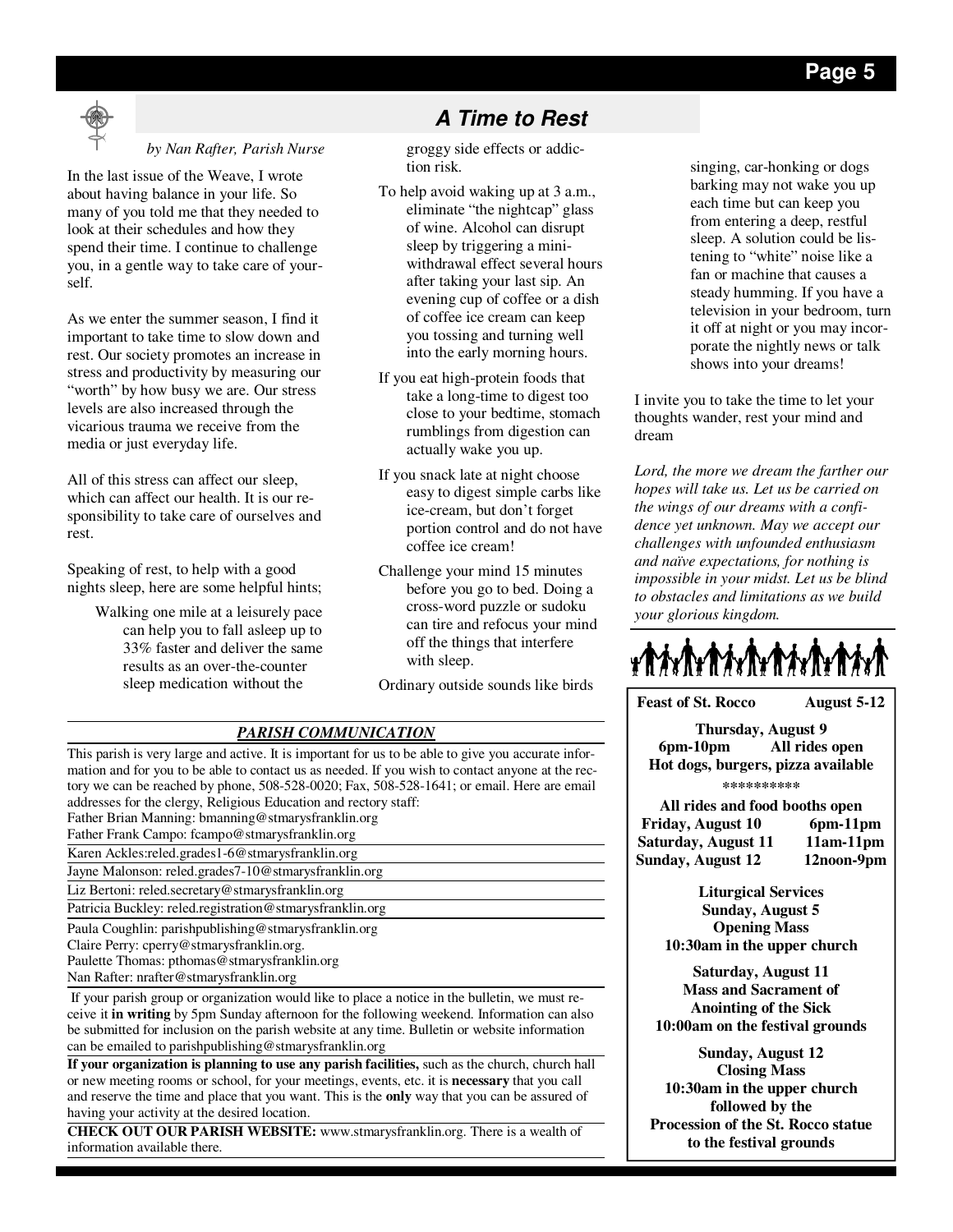## A Time to Rest

*by Nan Rafter, Parish Nurse*

In the last issue of the Weave, I wrote about having balance in your life. So many of you told me that they needed to look at their schedules and how they spend their time. I continue to challenge you, in a gentle way to take care of yourself.

As we enter the summer season, I find it important to take time to slow down and rest. Our society promotes an increase in stress and productivity by measuring our "worth" by how busy we are. Our stress levels are also increased through the vicarious trauma we receive from the media or just everyday life.

All of this stress can affect our sleep, which can affect our health. It is our responsibility to take care of ourselves and rest.

Speaking of rest, to help with a good nights sleep, here are some helpful hints;

Walking one mile at a leisurely pace can help you to fall asleep up to 33% faster and deliver the same results as an over-the-counter sleep medication without the groggy side effects or addiction risk.

To help avoid waking up at 3 a.m., eliminate "the nightcap" glass of wine. Alcohol can disrupt sleep by triggering a mini-withdrawal effect several hours after taking your last sip. An evening cup of coffee or a dish of coffee ice cream can keep you tossing and turning well into the early morning hours.

If you eat high-protein foods that take a long-time to digest too close to your bedtime, stomach rumblings from digestion can actually wake you up.

If you snack late at night choose easy to digest simple carbs like ice-cream, but don't forget portion control and do not have coffee ice cream!

Challenge your mind 15 minutes before you go to bed. Doing a cross-word puzzle or sudoku can tire and refocus your mind off the things that interfere with sleep.

Ordinary outside sounds like birds singing, car-honking or dogs barking may not wake you up each time but can keep you from entering a deep, restful sleep. A solution could be listening to "white" noise like a fan or machine that causes a steady humming. If you have a television in your bedroom, turn it off at night or you may incorporate the nightly news or talk shows into your dreams!

I invite you to take the time to let your thoughts wander, rest your mind and dream

*Lord, the more we dream the farther our hopes will take us. Let us be carried on the wings of our dreams with a confidence yet unknown. May we accept our challenges with unfounded enthusiasm and naïve expectations, for nothing is impossible in your midst. Let us be blind to obstacles and limitations as we build your glorious kingdom.*

### ***PARISH COMMUNICATION***

This parish is very large and active. It is important for us to be able to give you accurate information and for you to be able to contact us as needed. If you wish to contact anyone at the rectory we can be reached by phone, 508-528-0020; Fax, 508-528-1641; or email. Here are email addresses for the clergy, Religious Education and rectory staff:

Father Brian Manning: bmanning@stmarysfranklin.org
Father Frank Campo: fcampo@stmarysfranklin.org
Karen Ackles:reled.grades1-6@stmarysfranklin.org
Jayne Malonson: reled.grades7-10@stmarysfranklin.org
Liz Bertoni: reled.secretary@stmarysfranklin.org
Patricia Buckley: reled.registration@stmarysfranklin.org
Paula Coughlin: parishpublishing@stmarysfranklin.org
Claire Perry: cperry@stmarysfranklin.org.
Paulette Thomas: pthomas@stmarysfranklin.org
Nan Rafter: nrafter@stmarysfranklin.org

If your parish group or organization would like to place a notice in the bulletin, we must receive it **in writing** by 5pm Sunday afternoon for the following weekend. Information can also be submitted for inclusion on the parish website at any time. Bulletin or website information can be emailed to parishpublishing@stmarysfranklin.org

**If your organization is planning to use any parish facilities,** such as the church, church hall or new meeting rooms or school, for your meetings, events, etc. it is **necessary** that you call and reserve the time and place that you want. This is the **only** way that you can be assured of having your activity at the desired location.

**CHECK OUT OUR PARISH WEBSITE:** www.stmarysfranklin.org. There is a wealth of information available there.

**Feast of St. Rocco — August 5-12**

**Thursday, August 9**
**6pm-10pm — All rides open**
**Hot dogs, burgers, pizza available**

\*\*\*\*\*\*\*\*\*\*

**All rides and food booths open**

| | |
|---|---|
| **Friday, August 10** | **6pm-11pm** |
| **Saturday, August 11** | **11am-11pm** |
| **Sunday, August 12** | **12noon-9pm** |

**Liturgical Services**

**Sunday, August 5**
**Opening Mass**
**10:30am in the upper church**

**Saturday, August 11**
**Mass and Sacrament of Anointing of the Sick**
**10:00am on the festival grounds**

**Sunday, August 12**
**Closing Mass**
**10:30am in the upper church**
**followed by the**
**Procession of the St. Rocco statue to the festival grounds**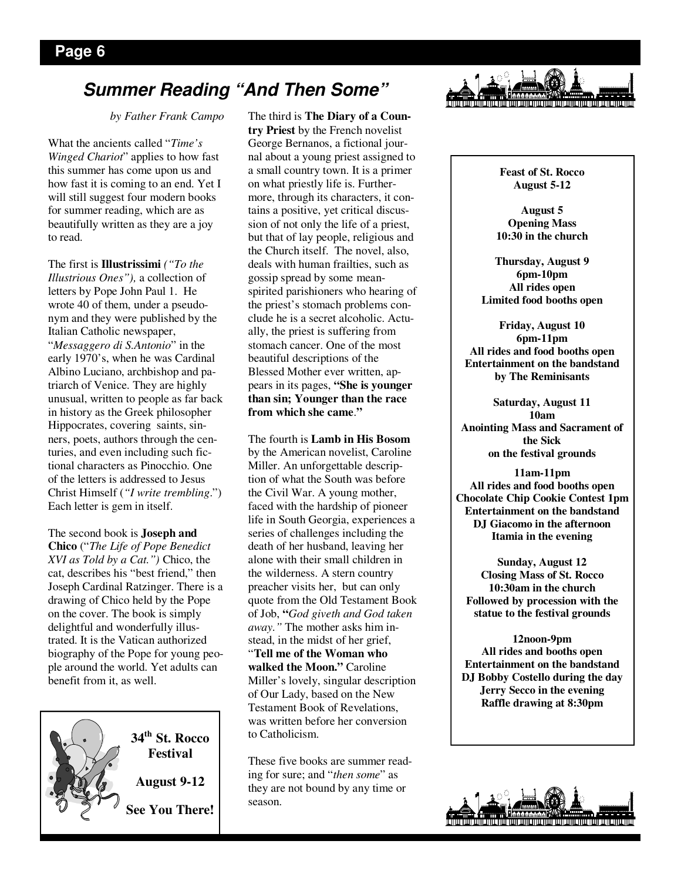## Summary Reading "And Then Some"

## Summer Reading "And Then Some"

*by Father Frank Campo*

What the ancients called "*Time's Winged Chariot*" applies to how fast this summer has come upon us and how fast it is coming to an end. Yet I will still suggest four modern books for summer reading, which are as beautifully written as they are a joy to read.

The first is **Illustrissimi** *("To the Illustrious Ones"),* a collection of letters by Pope John Paul 1. He wrote 40 of them, under a pseudonym and they were published by the Italian Catholic newspaper, "*Messaggero di S.Antonio*" in the early 1970's, when he was Cardinal Albino Luciano, archbishop and patriarch of Venice. They are highly unusual, written to people as far back in history as the Greek philosopher Hippocrates, covering saints, sinners, poets, authors through the centuries, and even including such fictional characters as Pinocchio. One of the letters is addressed to Jesus Christ Himself (*"I write trembling*.") Each letter is gem in itself.

The second book is **Joseph and Chico** ("*The Life of Pope Benedict XVI as Told by a Cat.")* Chico, the cat, describes his "best friend," then Joseph Cardinal Ratzinger. There is a drawing of Chico held by the Pope on the cover. The book is simply delightful and wonderfully illustrated. It is the Vatican authorized biography of the Pope for young people around the world. Yet adults can benefit from it, as well.

The third is **The Diary of a Country Priest** by the French novelist George Bernanos, a fictional journal about a young priest assigned to a small country town. It is a primer on what priestly life is. Furthermore, through its characters, it contains a positive, yet critical discussion of not only the life of a priest, but that of lay people, religious and the Church itself. The novel, also, deals with human frailties, such as gossip spread by some mean-spirited parishioners who hearing of the priest's stomach problems conclude he is a secret alcoholic. Actually, the priest is suffering from stomach cancer. One of the most beautiful descriptions of the Blessed Mother ever written, appears in its pages, **"She is younger than sin; Younger than the race from which she came**."

The fourth is **Lamb in His Bosom** by the American novelist, Caroline Miller. An unforgettable description of what the South was before the Civil War. A young mother, faced with the hardship of pioneer life in South Georgia, experiences a series of challenges including the death of her husband, leaving her alone with their small children in the wilderness. A stern country preacher visits her, but can only quote from the Old Testament Book of Job, **"***God giveth and God taken away."* The mother asks him instead, in the midst of her grief, "**Tell me of the Woman who walked the Moon."** Caroline Miller's lovely, singular description of Our Lady, based on the New Testament Book of Revelations, was written before her conversion to Catholicism.

These five books are summer reading for sure; and "*then some*" as they are not bound by any time or season.

---

**34th St. Rocco Festival**

**August 9-12**

**See You There!**

---

**Feast of St. Rocco**
**August 5-12**

**August 5**
**Opening Mass**
**10:30 in the church**

**Thursday, August 9**
**6pm-10pm**
**All rides open**
**Limited food booths open**

**Friday, August 10**
**6pm-11pm**
**All rides and food booths open**
**Entertainment on the bandstand by The Reminisants**

**Saturday, August 11**
**10am**
**Anointing Mass and Sacrament of the Sick on the festival grounds**

**11am-11pm**
**All rides and food booths open**
**Chocolate Chip Cookie Contest 1pm**
**Entertainment on the bandstand**
**DJ Giacomo in the afternoon**
**Itamia in the evening**

**Sunday, August 12**
**Closing Mass of St. Rocco**
**10:30am in the church**
**Followed by procession with the statue to the festival grounds**

**12noon-9pm**
**All rides and booths open**
**Entertainment on the bandstand**
**DJ Bobby Costello during the day**
**Jerry Secco in the evening**
**Raffle drawing at 8:30pm**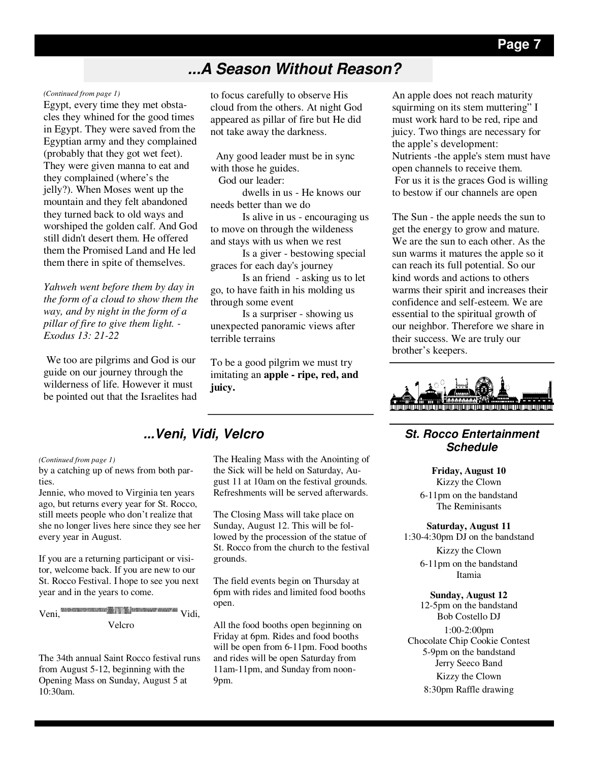## ...A Season Without Reason?

*(Continued from page 1)*

Egypt, every time they met obstacles they whined for the good times in Egypt. They were saved from the Egyptian army and they complained (probably that they got wet feet). They were given manna to eat and they complained (where's the jelly?). When Moses went up the mountain and they felt abandoned they turned back to old ways and worshiped the golden calf. And God still didn't desert them. He offered them the Promised Land and He led them there in spite of themselves.

*Yahweh went before them by day in the form of a cloud to show them the way, and by night in the form of a pillar of fire to give them light. - Exodus 13: 21-22*

We too are pilgrims and God is our guide on our journey through the wilderness of life. However it must be pointed out that the Israelites had to focus carefully to observe His cloud from the others. At night God appeared as pillar of fire but He did not take away the darkness.

Any good leader must be in sync with those he guides.

God our leader:

dwells in us - He knows our needs better than we do

Is alive in us - encouraging us to move on through the wildeness and stays with us when we rest

Is a giver - bestowing special graces for each day's journey

Is an friend - asking us to let go, to have faith in his molding us through some event

Is a surpriser - showing us unexpected panoramic views after terrible terrains

To be a good pilgrim we must try imitating an **apple - ripe, red, and juicy.**

An apple does not reach maturity squirming on its stem muttering" I must work hard to be red, ripe and juicy. Two things are necessary for the apple's development:

Nutrients -the apple's stem must have open channels to receive them.

For us it is the graces God is willing to bestow if our channels are open

The Sun - the apple needs the sun to get the energy to grow and mature. We are the sun to each other. As the sun warms it matures the apple so it can reach its full potential. So our kind words and actions to others warms their spirit and increases their confidence and self-esteem. We are essential to the spiritual growth of our neighbor. Therefore we share in their success. We are truly our brother's keepers.

## ...Veni, Vidi, Velcro

*(Continued from page 1)*

by a catching up of news from both parties.

Jennie, who moved to Virginia ten years ago, but returns every year for St. Rocco, still meets people who don't realize that she no longer lives here since they see her every year in August.

If you are a returning participant or visitor, welcome back. If you are new to our St. Rocco Festival. I hope to see you next year and in the years to come.

Veni, Vidi,

Velcro

The 34th annual Saint Rocco festival runs from August 5-12, beginning with the Opening Mass on Sunday, August 5 at 10:30am.

The Healing Mass with the Anointing of the Sick will be held on Saturday, August 11 at 10am on the festival grounds. Refreshments will be served afterwards.

The Closing Mass will take place on Sunday, August 12. This will be followed by the procession of the statue of St. Rocco from the church to the festival grounds.

The field events begin on Thursday at 6pm with rides and limited food booths open.

All the food booths open beginning on Friday at 6pm. Rides and food booths will be open from 6-11pm. Food booths and rides will be open Saturday from 11am-11pm, and Sunday from noon-9pm.

### St. Rocco Entertainment Schedule

**Friday, August 10**

Kizzy the Clown

6-11pm on the bandstand
The Reminisants

**Saturday, August 11**

1:30-4:30pm DJ on the bandstand

Kizzy the Clown

6-11pm on the bandstand
Itamia

**Sunday, August 12**

12-5pm on the bandstand
Bob Costello DJ

1:00-2:00pm
Chocolate Chip Cookie Contest

5-9pm on the bandstand
Jerry Seeco Band

Kizzy the Clown

8:30pm Raffle drawing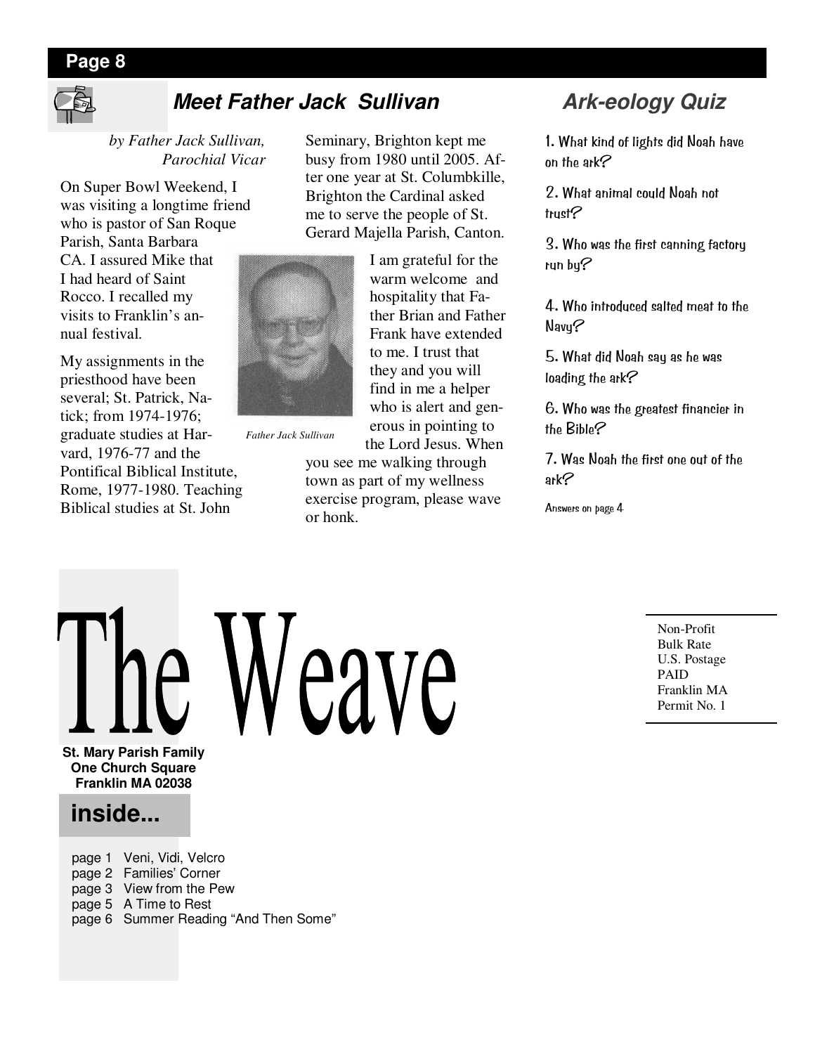## Meet Father Jack Sullivan

*by Father Jack Sullivan, Parochial Vicar*

On Super Bowl Weekend, I was visiting a longtime friend who is pastor of San Roque Parish, Santa Barbara CA. I assured Mike that I had heard of Saint Rocco. I recalled my visits to Franklin's annual festival.

My assignments in the priesthood have been several; St. Patrick, Natick; from 1974-1976; graduate studies at Harvard, 1976-77 and the Pontifical Biblical Institute, Rome, 1977-1980. Teaching Biblical studies at St. John Seminary, Brighton kept me busy from 1980 until 2005. After one year at St. Columbkille, Brighton the Cardinal asked me to serve the people of St. Gerard Majella Parish, Canton.

*Father Jack Sullivan*

I am grateful for the warm welcome and hospitality that Father Brian and Father Frank have extended to me. I trust that they and you will find in me a helper who is alert and generous in pointing to the Lord Jesus. When you see me walking through town as part of my wellness exercise program, please wave or honk.

## Ark-eology Quiz

1. What kind of lights did Noah have on the ark?
2. What animal could Noah not trust?
3. Who was the first canning factory run by?
4. Who introduced salted meat to the Navy?
5. What did Noah say as he was loading the ark?
6. Who was the greatest financier in the Bible?
7. Was Noah the first one out of the ark?

Answers on page 4

# The Weave

**St. Mary Parish Family**
**One Church Square**
**Franklin MA 02038**

Non-Profit
Bulk Rate
U.S. Postage
PAID
Franklin MA
Permit No. 1

## inside...

- page 1 Veni, Vidi, Velcro
- page 2 Families' Corner
- page 3 View from the Pew
- page 5 A Time to Rest
- page 6 Summer Reading "And Then Some"